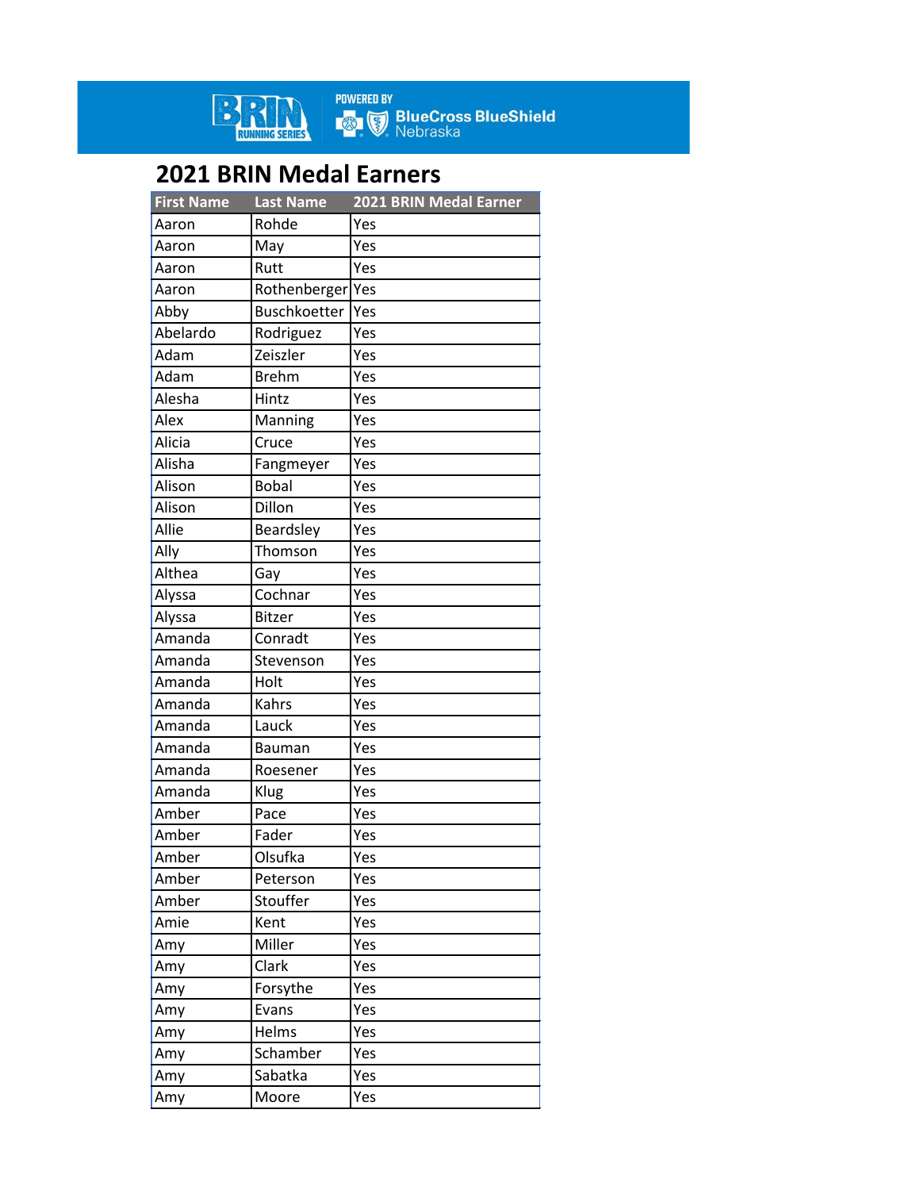BRIN RUNNING SERIES POWERED BY BlueCross BlueShield Nebraska

# 2021 BRIN Medal Earners

| First Name | Last Name | 2021 BRIN Medal Earner |
|---|---|---|
| Aaron | Rohde | Yes |
| Aaron | May | Yes |
| Aaron | Rutt | Yes |
| Aaron | Rothenberger | Yes |
| Abby | Buschkoetter | Yes |
| Abelardo | Rodriguez | Yes |
| Adam | Zeiszler | Yes |
| Adam | Brehm | Yes |
| Alesha | Hintz | Yes |
| Alex | Manning | Yes |
| Alicia | Cruce | Yes |
| Alisha | Fangmeyer | Yes |
| Alison | Bobal | Yes |
| Alison | Dillon | Yes |
| Allie | Beardsley | Yes |
| Ally | Thomson | Yes |
| Althea | Gay | Yes |
| Alyssa | Cochnar | Yes |
| Alyssa | Bitzer | Yes |
| Amanda | Conradt | Yes |
| Amanda | Stevenson | Yes |
| Amanda | Holt | Yes |
| Amanda | Kahrs | Yes |
| Amanda | Lauck | Yes |
| Amanda | Bauman | Yes |
| Amanda | Roesener | Yes |
| Amanda | Klug | Yes |
| Amber | Pace | Yes |
| Amber | Fader | Yes |
| Amber | Olsufka | Yes |
| Amber | Peterson | Yes |
| Amber | Stouffer | Yes |
| Amie | Kent | Yes |
| Amy | Miller | Yes |
| Amy | Clark | Yes |
| Amy | Forsythe | Yes |
| Amy | Evans | Yes |
| Amy | Helms | Yes |
| Amy | Schamber | Yes |
| Amy | Sabatka | Yes |
| Amy | Moore | Yes |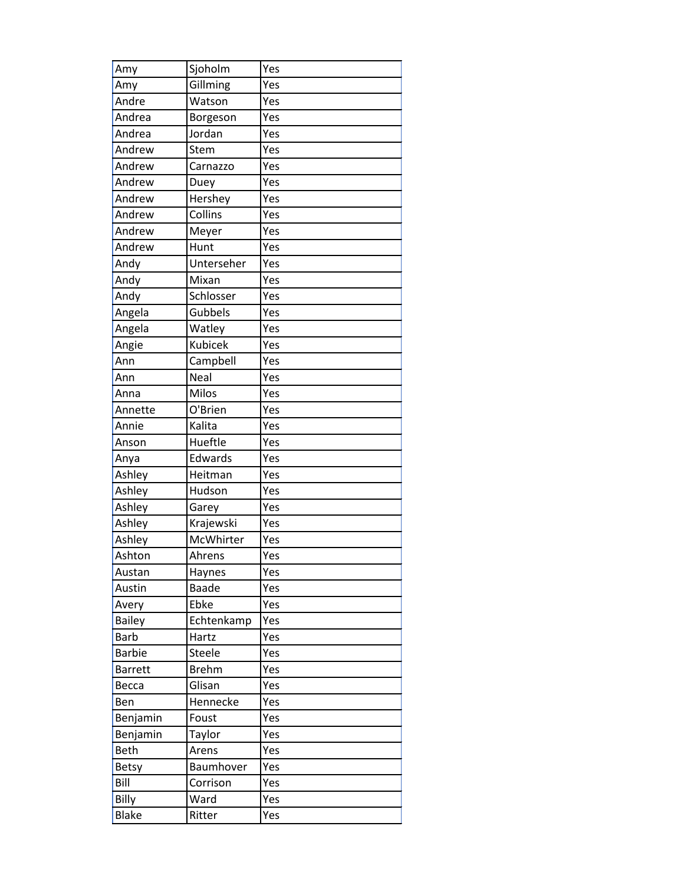| | | |
|---|---|---|
| Amy | Sjoholm | Yes |
| Amy | Gillming | Yes |
| Andre | Watson | Yes |
| Andrea | Borgeson | Yes |
| Andrea | Jordan | Yes |
| Andrew | Stem | Yes |
| Andrew | Carnazzo | Yes |
| Andrew | Duey | Yes |
| Andrew | Hershey | Yes |
| Andrew | Collins | Yes |
| Andrew | Meyer | Yes |
| Andrew | Hunt | Yes |
| Andy | Unterseher | Yes |
| Andy | Mixan | Yes |
| Andy | Schlosser | Yes |
| Angela | Gubbels | Yes |
| Angela | Watley | Yes |
| Angie | Kubicek | Yes |
| Ann | Campbell | Yes |
| Ann | Neal | Yes |
| Anna | Milos | Yes |
| Annette | O'Brien | Yes |
| Annie | Kalita | Yes |
| Anson | Hueftle | Yes |
| Anya | Edwards | Yes |
| Ashley | Heitman | Yes |
| Ashley | Hudson | Yes |
| Ashley | Garey | Yes |
| Ashley | Krajewski | Yes |
| Ashley | McWhirter | Yes |
| Ashton | Ahrens | Yes |
| Austan | Haynes | Yes |
| Austin | Baade | Yes |
| Avery | Ebke | Yes |
| Bailey | Echtenkamp | Yes |
| Barb | Hartz | Yes |
| Barbie | Steele | Yes |
| Barrett | Brehm | Yes |
| Becca | Glisan | Yes |
| Ben | Hennecke | Yes |
| Benjamin | Foust | Yes |
| Benjamin | Taylor | Yes |
| Beth | Arens | Yes |
| Betsy | Baumhover | Yes |
| Bill | Corrison | Yes |
| Billy | Ward | Yes |
| Blake | Ritter | Yes |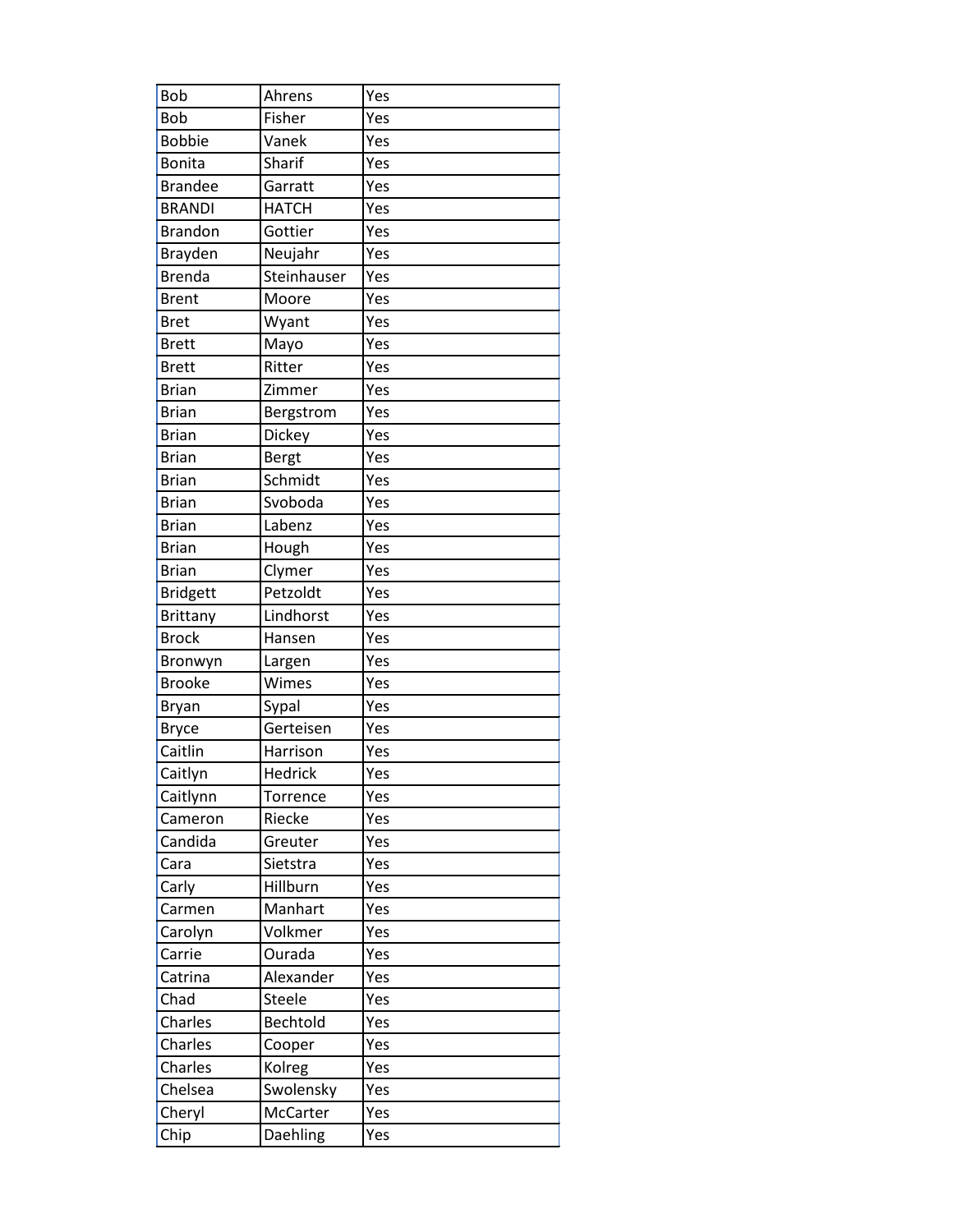| Bob | Ahrens | Yes |
|---|---|---|
| Bob | Fisher | Yes |
| Bobbie | Vanek | Yes |
| Bonita | Sharif | Yes |
| Brandee | Garratt | Yes |
| BRANDI | HATCH | Yes |
| Brandon | Gottier | Yes |
| Brayden | Neujahr | Yes |
| Brenda | Steinhauser | Yes |
| Brent | Moore | Yes |
| Bret | Wyant | Yes |
| Brett | Mayo | Yes |
| Brett | Ritter | Yes |
| Brian | Zimmer | Yes |
| Brian | Bergstrom | Yes |
| Brian | Dickey | Yes |
| Brian | Bergt | Yes |
| Brian | Schmidt | Yes |
| Brian | Svoboda | Yes |
| Brian | Labenz | Yes |
| Brian | Hough | Yes |
| Brian | Clymer | Yes |
| Bridgett | Petzoldt | Yes |
| Brittany | Lindhorst | Yes |
| Brock | Hansen | Yes |
| Bronwyn | Largen | Yes |
| Brooke | Wimes | Yes |
| Bryan | Sypal | Yes |
| Bryce | Gerteisen | Yes |
| Caitlin | Harrison | Yes |
| Caitlyn | Hedrick | Yes |
| Caitlynn | Torrence | Yes |
| Cameron | Riecke | Yes |
| Candida | Greuter | Yes |
| Cara | Sietstra | Yes |
| Carly | Hillburn | Yes |
| Carmen | Manhart | Yes |
| Carolyn | Volkmer | Yes |
| Carrie | Ourada | Yes |
| Catrina | Alexander | Yes |
| Chad | Steele | Yes |
| Charles | Bechtold | Yes |
| Charles | Cooper | Yes |
| Charles | Kolreg | Yes |
| Chelsea | Swolensky | Yes |
| Cheryl | McCarter | Yes |
| Chip | Daehling | Yes |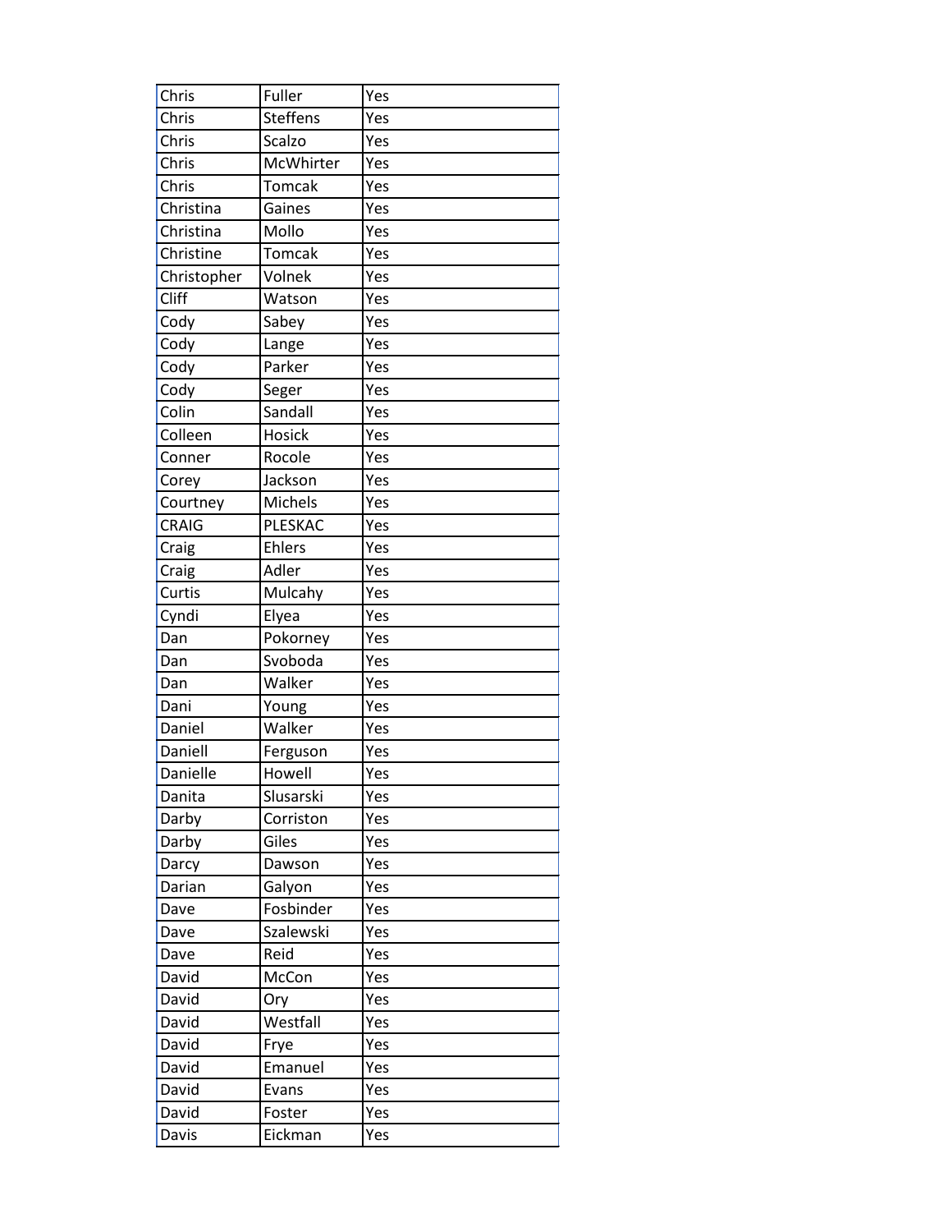| Chris | Fuller | Yes |
|---|---|---|
| Chris | Steffens | Yes |
| Chris | Scalzo | Yes |
| Chris | McWhirter | Yes |
| Chris | Tomcak | Yes |
| Christina | Gaines | Yes |
| Christina | Mollo | Yes |
| Christine | Tomcak | Yes |
| Christopher | Volnek | Yes |
| Cliff | Watson | Yes |
| Cody | Sabey | Yes |
| Cody | Lange | Yes |
| Cody | Parker | Yes |
| Cody | Seger | Yes |
| Colin | Sandall | Yes |
| Colleen | Hosick | Yes |
| Conner | Rocole | Yes |
| Corey | Jackson | Yes |
| Courtney | Michels | Yes |
| CRAIG | PLESKAC | Yes |
| Craig | Ehlers | Yes |
| Craig | Adler | Yes |
| Curtis | Mulcahy | Yes |
| Cyndi | Elyea | Yes |
| Dan | Pokorney | Yes |
| Dan | Svoboda | Yes |
| Dan | Walker | Yes |
| Dani | Young | Yes |
| Daniel | Walker | Yes |
| Daniell | Ferguson | Yes |
| Danielle | Howell | Yes |
| Danita | Slusarski | Yes |
| Darby | Corriston | Yes |
| Darby | Giles | Yes |
| Darcy | Dawson | Yes |
| Darian | Galyon | Yes |
| Dave | Fosbinder | Yes |
| Dave | Szalewski | Yes |
| Dave | Reid | Yes |
| David | McCon | Yes |
| David | Ory | Yes |
| David | Westfall | Yes |
| David | Frye | Yes |
| David | Emanuel | Yes |
| David | Evans | Yes |
| David | Foster | Yes |
| Davis | Eickman | Yes |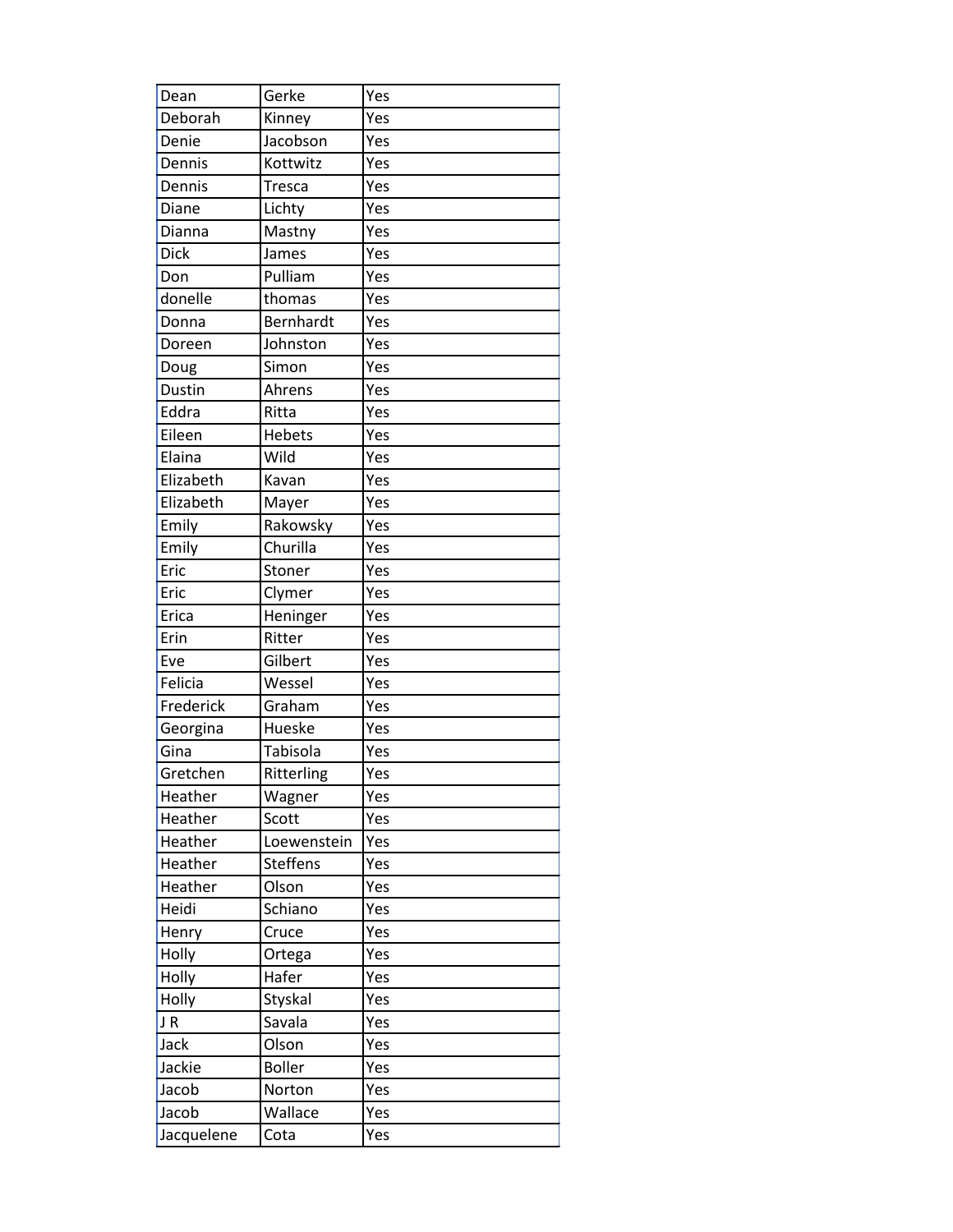| Dean | Gerke | Yes |
| --- | --- | --- |
| Deborah | Kinney | Yes |
| Denie | Jacobson | Yes |
| Dennis | Kottwitz | Yes |
| Dennis | Tresca | Yes |
| Diane | Lichty | Yes |
| Dianna | Mastny | Yes |
| Dick | James | Yes |
| Don | Pulliam | Yes |
| donelle | thomas | Yes |
| Donna | Bernhardt | Yes |
| Doreen | Johnston | Yes |
| Doug | Simon | Yes |
| Dustin | Ahrens | Yes |
| Eddra | Ritta | Yes |
| Eileen | Hebets | Yes |
| Elaina | Wild | Yes |
| Elizabeth | Kavan | Yes |
| Elizabeth | Mayer | Yes |
| Emily | Rakowsky | Yes |
| Emily | Churilla | Yes |
| Eric | Stoner | Yes |
| Eric | Clymer | Yes |
| Erica | Heninger | Yes |
| Erin | Ritter | Yes |
| Eve | Gilbert | Yes |
| Felicia | Wessel | Yes |
| Frederick | Graham | Yes |
| Georgina | Hueske | Yes |
| Gina | Tabisola | Yes |
| Gretchen | Ritterling | Yes |
| Heather | Wagner | Yes |
| Heather | Scott | Yes |
| Heather | Loewenstein | Yes |
| Heather | Steffens | Yes |
| Heather | Olson | Yes |
| Heidi | Schiano | Yes |
| Henry | Cruce | Yes |
| Holly | Ortega | Yes |
| Holly | Hafer | Yes |
| Holly | Styskal | Yes |
| J R | Savala | Yes |
| Jack | Olson | Yes |
| Jackie | Boller | Yes |
| Jacob | Norton | Yes |
| Jacob | Wallace | Yes |
| Jacquelene | Cota | Yes |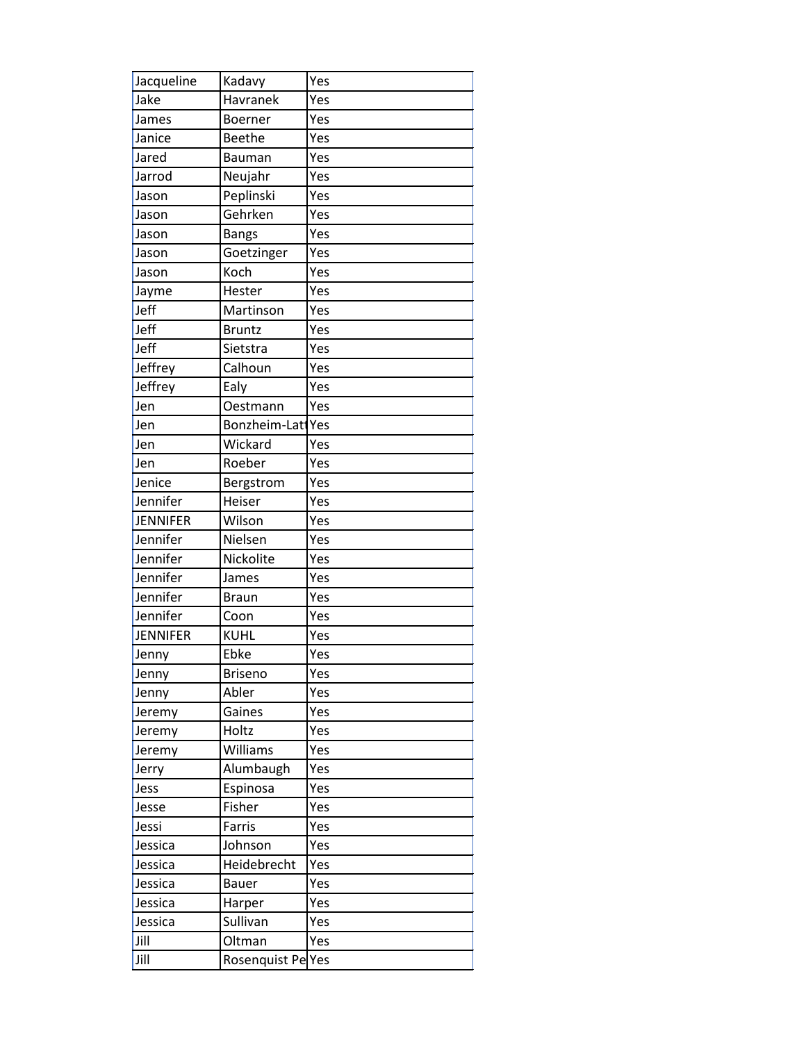| | | |
|---|---|---|
| Jacqueline | Kadavy | Yes |
| Jake | Havranek | Yes |
| James | Boerner | Yes |
| Janice | Beethe | Yes |
| Jared | Bauman | Yes |
| Jarrod | Neujahr | Yes |
| Jason | Peplinski | Yes |
| Jason | Gehrken | Yes |
| Jason | Bangs | Yes |
| Jason | Goetzinger | Yes |
| Jason | Koch | Yes |
| Jayme | Hester | Yes |
| Jeff | Martinson | Yes |
| Jeff | Bruntz | Yes |
| Jeff | Sietstra | Yes |
| Jeffrey | Calhoun | Yes |
| Jeffrey | Ealy | Yes |
| Jen | Oestmann | Yes |
| Jen | Bonzheim-Latt | Yes |
| Jen | Wickard | Yes |
| Jen | Roeber | Yes |
| Jenice | Bergstrom | Yes |
| Jennifer | Heiser | Yes |
| JENNIFER | Wilson | Yes |
| Jennifer | Nielsen | Yes |
| Jennifer | Nickolite | Yes |
| Jennifer | James | Yes |
| Jennifer | Braun | Yes |
| Jennifer | Coon | Yes |
| JENNIFER | KUHL | Yes |
| Jenny | Ebke | Yes |
| Jenny | Briseno | Yes |
| Jenny | Abler | Yes |
| Jeremy | Gaines | Yes |
| Jeremy | Holtz | Yes |
| Jeremy | Williams | Yes |
| Jerry | Alumbaugh | Yes |
| Jess | Espinosa | Yes |
| Jesse | Fisher | Yes |
| Jessi | Farris | Yes |
| Jessica | Johnson | Yes |
| Jessica | Heidebrecht | Yes |
| Jessica | Bauer | Yes |
| Jessica | Harper | Yes |
| Jessica | Sullivan | Yes |
| Jill | Oltman | Yes |
| Jill | Rosenquist Pe | Yes |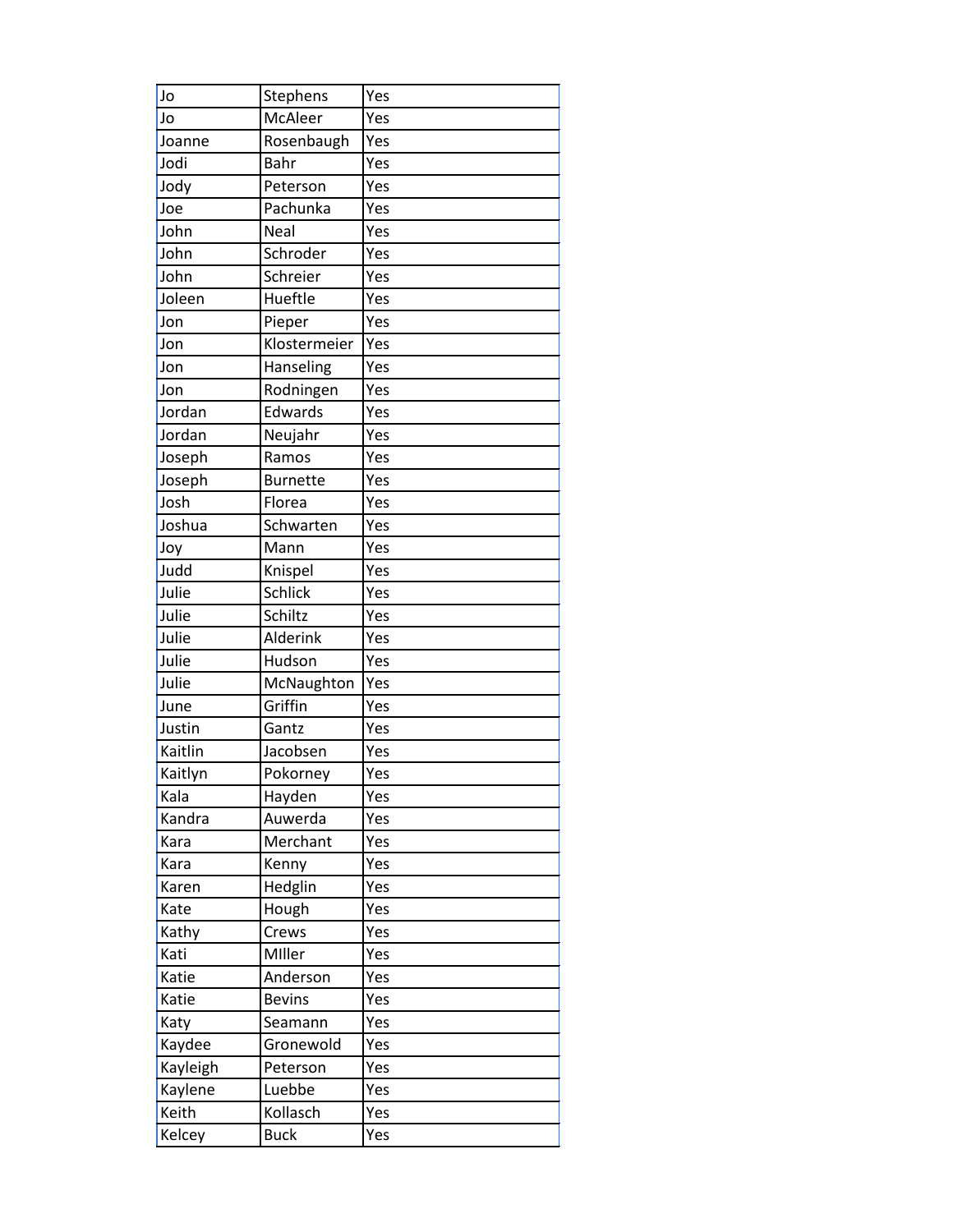| | | |
|---|---|---|
| Jo | Stephens | Yes |
| Jo | McAleer | Yes |
| Joanne | Rosenbaugh | Yes |
| Jodi | Bahr | Yes |
| Jody | Peterson | Yes |
| Joe | Pachunka | Yes |
| John | Neal | Yes |
| John | Schroder | Yes |
| John | Schreier | Yes |
| Joleen | Hueftle | Yes |
| Jon | Pieper | Yes |
| Jon | Klostermeier | Yes |
| Jon | Hanseling | Yes |
| Jon | Rodningen | Yes |
| Jordan | Edwards | Yes |
| Jordan | Neujahr | Yes |
| Joseph | Ramos | Yes |
| Joseph | Burnette | Yes |
| Josh | Florea | Yes |
| Joshua | Schwarten | Yes |
| Joy | Mann | Yes |
| Judd | Knispel | Yes |
| Julie | Schlick | Yes |
| Julie | Schiltz | Yes |
| Julie | Alderink | Yes |
| Julie | Hudson | Yes |
| Julie | McNaughton | Yes |
| June | Griffin | Yes |
| Justin | Gantz | Yes |
| Kaitlin | Jacobsen | Yes |
| Kaitlyn | Pokorney | Yes |
| Kala | Hayden | Yes |
| Kandra | Auwerda | Yes |
| Kara | Merchant | Yes |
| Kara | Kenny | Yes |
| Karen | Hedglin | Yes |
| Kate | Hough | Yes |
| Kathy | Crews | Yes |
| Kati | MIller | Yes |
| Katie | Anderson | Yes |
| Katie | Bevins | Yes |
| Katy | Seamann | Yes |
| Kaydee | Gronewold | Yes |
| Kayleigh | Peterson | Yes |
| Kaylene | Luebbe | Yes |
| Keith | Kollasch | Yes |
| Kelcey | Buck | Yes |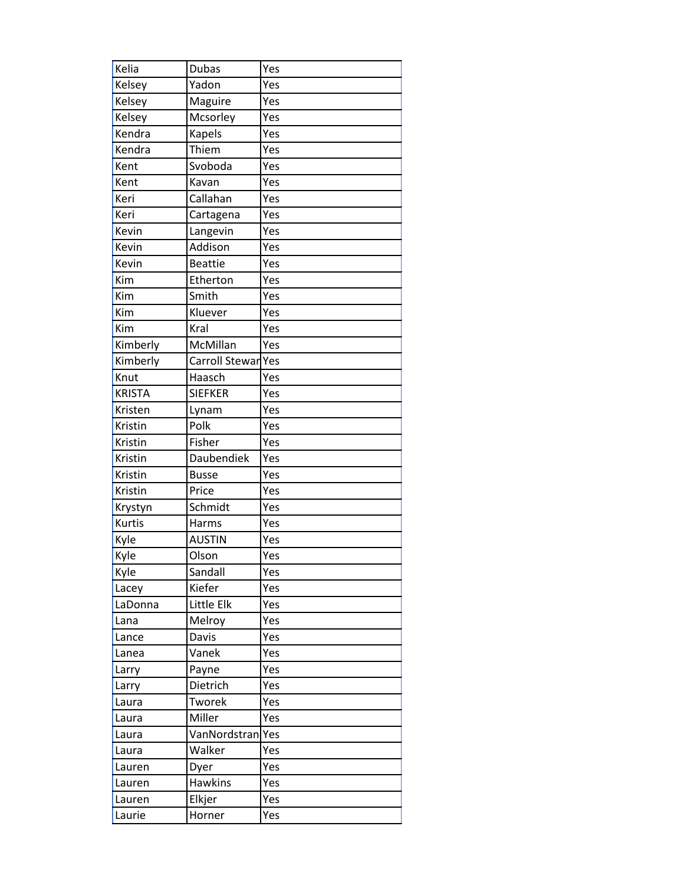| Kelia | Dubas | Yes |
|---|---|---|
| Kelsey | Yadon | Yes |
| Kelsey | Maguire | Yes |
| Kelsey | Mcsorley | Yes |
| Kendra | Kapels | Yes |
| Kendra | Thiem | Yes |
| Kent | Svoboda | Yes |
| Kent | Kavan | Yes |
| Keri | Callahan | Yes |
| Keri | Cartagena | Yes |
| Kevin | Langevin | Yes |
| Kevin | Addison | Yes |
| Kevin | Beattie | Yes |
| Kim | Etherton | Yes |
| Kim | Smith | Yes |
| Kim | Kluever | Yes |
| Kim | Kral | Yes |
| Kimberly | McMillan | Yes |
| Kimberly | Carroll Stewar | Yes |
| Knut | Haasch | Yes |
| KRISTA | SIEFKER | Yes |
| Kristen | Lynam | Yes |
| Kristin | Polk | Yes |
| Kristin | Fisher | Yes |
| Kristin | Daubendiek | Yes |
| Kristin | Busse | Yes |
| Kristin | Price | Yes |
| Krystyn | Schmidt | Yes |
| Kurtis | Harms | Yes |
| Kyle | AUSTIN | Yes |
| Kyle | Olson | Yes |
| Kyle | Sandall | Yes |
| Lacey | Kiefer | Yes |
| LaDonna | Little Elk | Yes |
| Lana | Melroy | Yes |
| Lance | Davis | Yes |
| Lanea | Vanek | Yes |
| Larry | Payne | Yes |
| Larry | Dietrich | Yes |
| Laura | Tworek | Yes |
| Laura | Miller | Yes |
| Laura | VanNordstran | Yes |
| Laura | Walker | Yes |
| Lauren | Dyer | Yes |
| Lauren | Hawkins | Yes |
| Lauren | Elkjer | Yes |
| Laurie | Horner | Yes |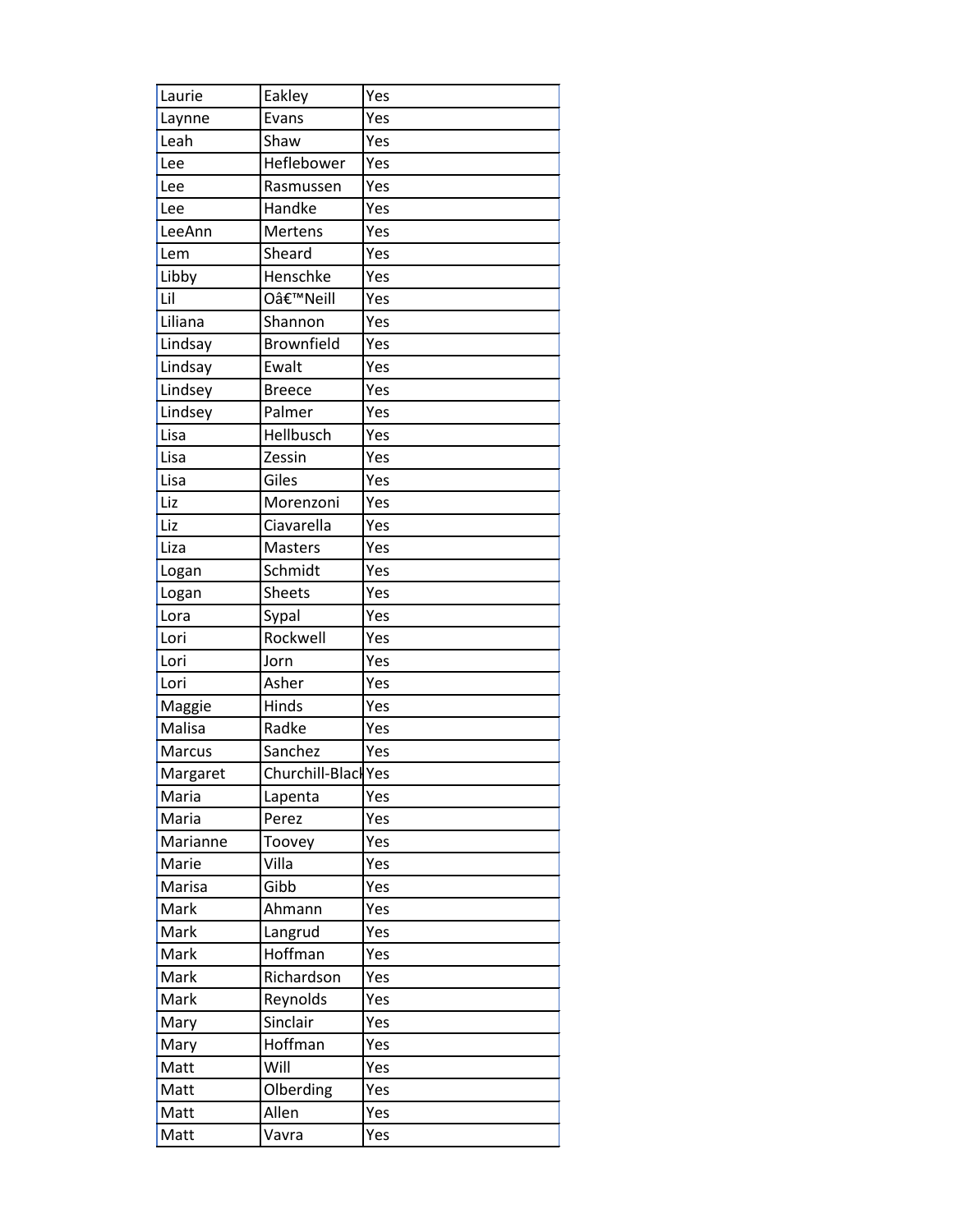| Laurie | Eakley | Yes |
|---|---|---|
| Laynne | Evans | Yes |
| Leah | Shaw | Yes |
| Lee | Heflebower | Yes |
| Lee | Rasmussen | Yes |
| Lee | Handke | Yes |
| LeeAnn | Mertens | Yes |
| Lem | Sheard | Yes |
| Libby | Henschke | Yes |
| Lil | Oâ€™Neill | Yes |
| Liliana | Shannon | Yes |
| Lindsay | Brownfield | Yes |
| Lindsay | Ewalt | Yes |
| Lindsey | Breece | Yes |
| Lindsey | Palmer | Yes |
| Lisa | Hellbusch | Yes |
| Lisa | Zessin | Yes |
| Lisa | Giles | Yes |
| Liz | Morenzoni | Yes |
| Liz | Ciavarella | Yes |
| Liza | Masters | Yes |
| Logan | Schmidt | Yes |
| Logan | Sheets | Yes |
| Lora | Sypal | Yes |
| Lori | Rockwell | Yes |
| Lori | Jorn | Yes |
| Lori | Asher | Yes |
| Maggie | Hinds | Yes |
| Malisa | Radke | Yes |
| Marcus | Sanchez | Yes |
| Margaret | Churchill-Black | Yes |
| Maria | Lapenta | Yes |
| Maria | Perez | Yes |
| Marianne | Toovey | Yes |
| Marie | Villa | Yes |
| Marisa | Gibb | Yes |
| Mark | Ahmann | Yes |
| Mark | Langrud | Yes |
| Mark | Hoffman | Yes |
| Mark | Richardson | Yes |
| Mark | Reynolds | Yes |
| Mary | Sinclair | Yes |
| Mary | Hoffman | Yes |
| Matt | Will | Yes |
| Matt | Olberding | Yes |
| Matt | Allen | Yes |
| Matt | Vavra | Yes |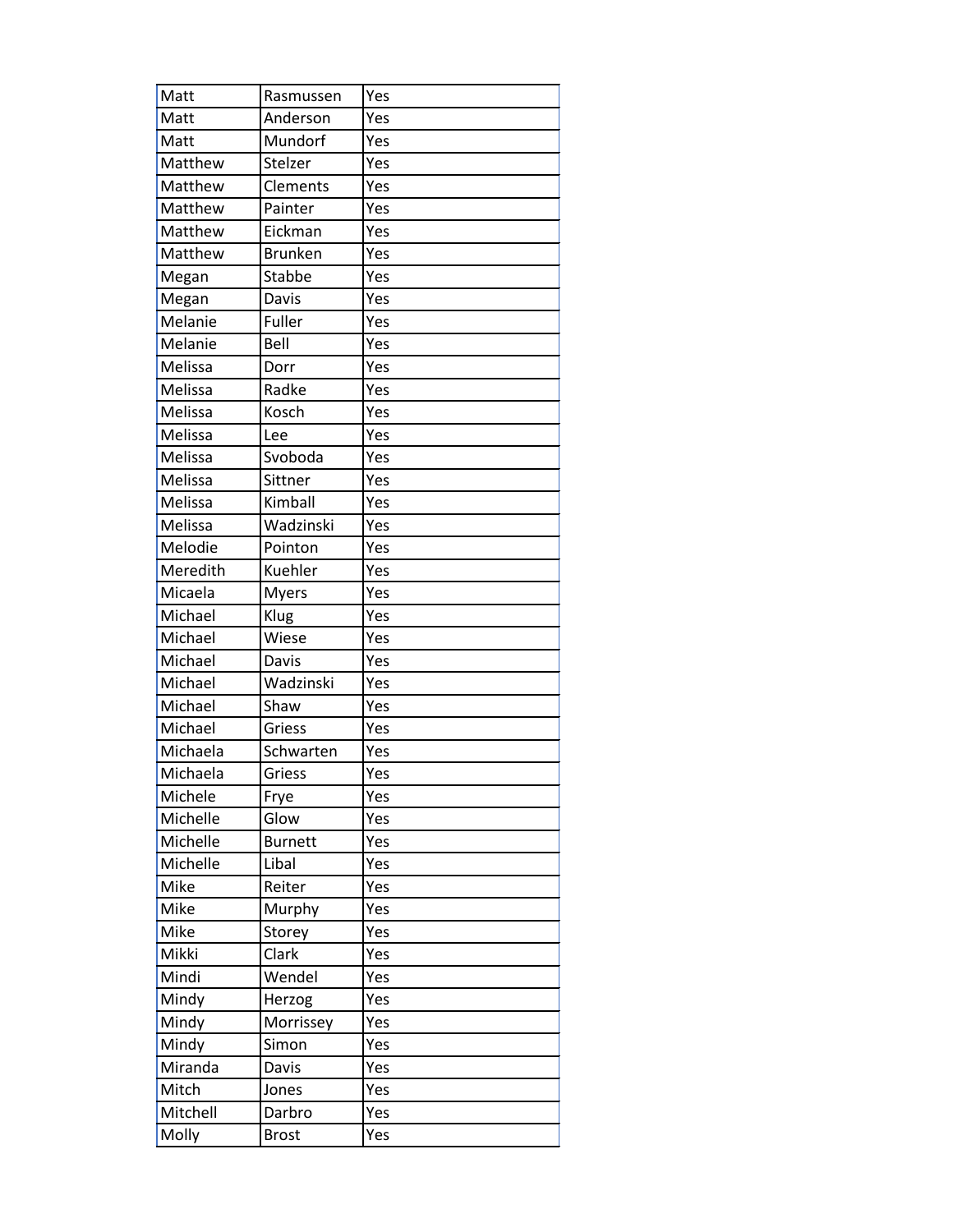| | | |
|---|---|---|
| Matt | Rasmussen | Yes |
| Matt | Anderson | Yes |
| Matt | Mundorf | Yes |
| Matthew | Stelzer | Yes |
| Matthew | Clements | Yes |
| Matthew | Painter | Yes |
| Matthew | Eickman | Yes |
| Matthew | Brunken | Yes |
| Megan | Stabbe | Yes |
| Megan | Davis | Yes |
| Melanie | Fuller | Yes |
| Melanie | Bell | Yes |
| Melissa | Dorr | Yes |
| Melissa | Radke | Yes |
| Melissa | Kosch | Yes |
| Melissa | Lee | Yes |
| Melissa | Svoboda | Yes |
| Melissa | Sittner | Yes |
| Melissa | Kimball | Yes |
| Melissa | Wadzinski | Yes |
| Melodie | Pointon | Yes |
| Meredith | Kuehler | Yes |
| Micaela | Myers | Yes |
| Michael | Klug | Yes |
| Michael | Wiese | Yes |
| Michael | Davis | Yes |
| Michael | Wadzinski | Yes |
| Michael | Shaw | Yes |
| Michael | Griess | Yes |
| Michaela | Schwarten | Yes |
| Michaela | Griess | Yes |
| Michele | Frye | Yes |
| Michelle | Glow | Yes |
| Michelle | Burnett | Yes |
| Michelle | Libal | Yes |
| Mike | Reiter | Yes |
| Mike | Murphy | Yes |
| Mike | Storey | Yes |
| Mikki | Clark | Yes |
| Mindi | Wendel | Yes |
| Mindy | Herzog | Yes |
| Mindy | Morrissey | Yes |
| Mindy | Simon | Yes |
| Miranda | Davis | Yes |
| Mitch | Jones | Yes |
| Mitchell | Darbro | Yes |
| Molly | Brost | Yes |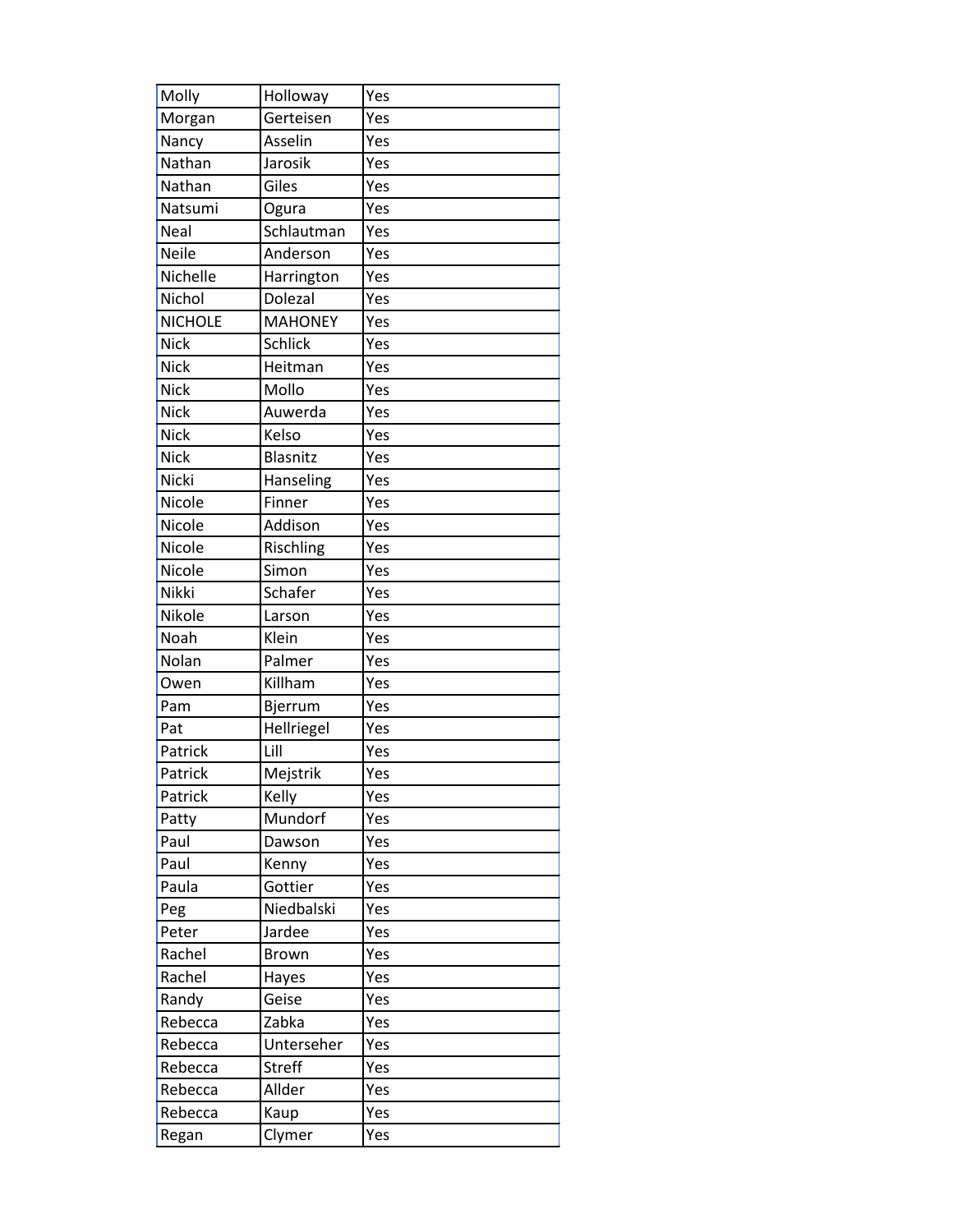| Molly | Holloway | Yes |
|---|---|---|
| Morgan | Gerteisen | Yes |
| Nancy | Asselin | Yes |
| Nathan | Jarosik | Yes |
| Nathan | Giles | Yes |
| Natsumi | Ogura | Yes |
| Neal | Schlautman | Yes |
| Neile | Anderson | Yes |
| Nichelle | Harrington | Yes |
| Nichol | Dolezal | Yes |
| NICHOLE | MAHONEY | Yes |
| Nick | Schlick | Yes |
| Nick | Heitman | Yes |
| Nick | Mollo | Yes |
| Nick | Auwerda | Yes |
| Nick | Kelso | Yes |
| Nick | Blasnitz | Yes |
| Nicki | Hanseling | Yes |
| Nicole | Finner | Yes |
| Nicole | Addison | Yes |
| Nicole | Rischling | Yes |
| Nicole | Simon | Yes |
| Nikki | Schafer | Yes |
| Nikole | Larson | Yes |
| Noah | Klein | Yes |
| Nolan | Palmer | Yes |
| Owen | Killham | Yes |
| Pam | Bjerrum | Yes |
| Pat | Hellriegel | Yes |
| Patrick | Lill | Yes |
| Patrick | Mejstrik | Yes |
| Patrick | Kelly | Yes |
| Patty | Mundorf | Yes |
| Paul | Dawson | Yes |
| Paul | Kenny | Yes |
| Paula | Gottier | Yes |
| Peg | Niedbalski | Yes |
| Peter | Jardee | Yes |
| Rachel | Brown | Yes |
| Rachel | Hayes | Yes |
| Randy | Geise | Yes |
| Rebecca | Zabka | Yes |
| Rebecca | Unterseher | Yes |
| Rebecca | Streff | Yes |
| Rebecca | Allder | Yes |
| Rebecca | Kaup | Yes |
| Regan | Clymer | Yes |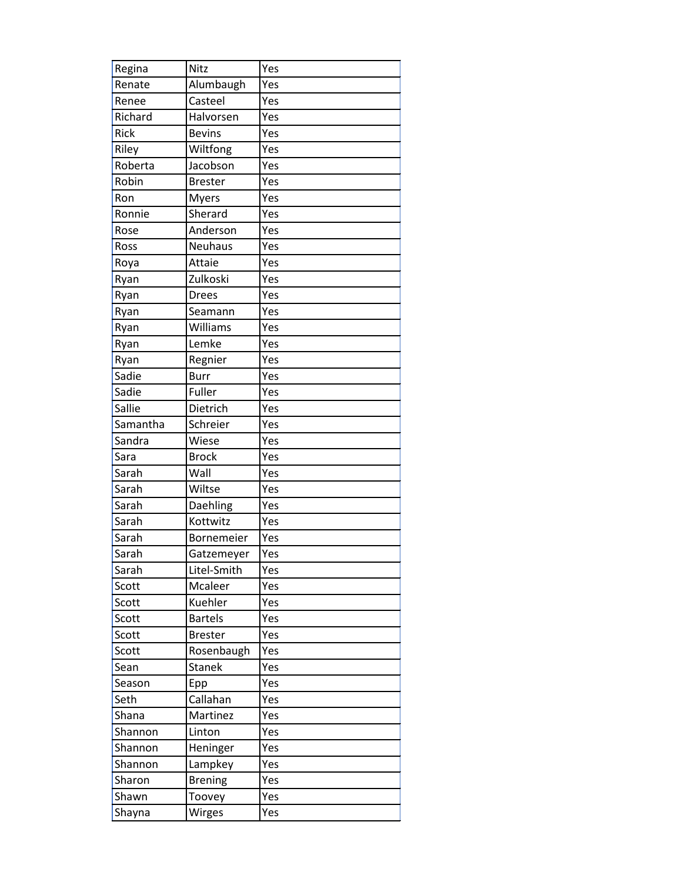| | | |
|---|---|---|
| Regina | Nitz | Yes |
| Renate | Alumbaugh | Yes |
| Renee | Casteel | Yes |
| Richard | Halvorsen | Yes |
| Rick | Bevins | Yes |
| Riley | Wiltfong | Yes |
| Roberta | Jacobson | Yes |
| Robin | Brester | Yes |
| Ron | Myers | Yes |
| Ronnie | Sherard | Yes |
| Rose | Anderson | Yes |
| Ross | Neuhaus | Yes |
| Roya | Attaie | Yes |
| Ryan | Zulkoski | Yes |
| Ryan | Drees | Yes |
| Ryan | Seamann | Yes |
| Ryan | Williams | Yes |
| Ryan | Lemke | Yes |
| Ryan | Regnier | Yes |
| Sadie | Burr | Yes |
| Sadie | Fuller | Yes |
| Sallie | Dietrich | Yes |
| Samantha | Schreier | Yes |
| Sandra | Wiese | Yes |
| Sara | Brock | Yes |
| Sarah | Wall | Yes |
| Sarah | Wiltse | Yes |
| Sarah | Daehling | Yes |
| Sarah | Kottwitz | Yes |
| Sarah | Bornemeier | Yes |
| Sarah | Gatzemeyer | Yes |
| Sarah | Litel-Smith | Yes |
| Scott | Mcaleer | Yes |
| Scott | Kuehler | Yes |
| Scott | Bartels | Yes |
| Scott | Brester | Yes |
| Scott | Rosenbaugh | Yes |
| Sean | Stanek | Yes |
| Season | Epp | Yes |
| Seth | Callahan | Yes |
| Shana | Martinez | Yes |
| Shannon | Linton | Yes |
| Shannon | Heninger | Yes |
| Shannon | Lampkey | Yes |
| Sharon | Brening | Yes |
| Shawn | Toovey | Yes |
| Shayna | Wirges | Yes |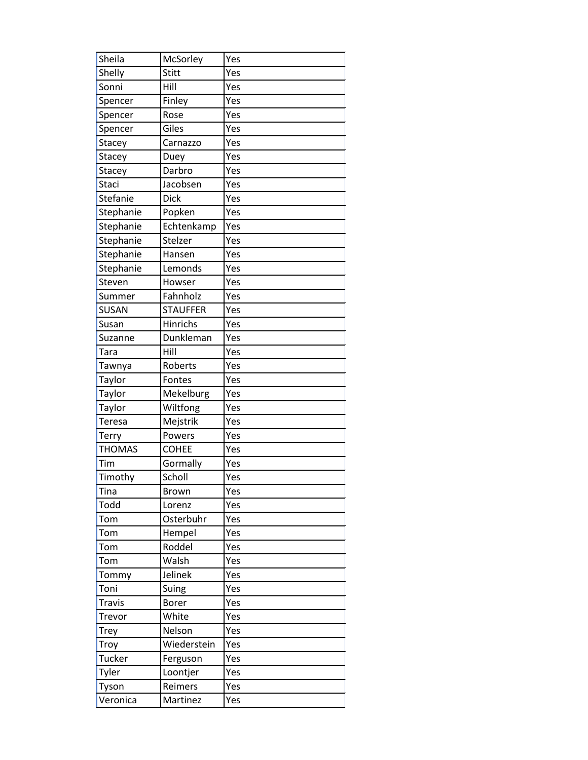| Sheila | McSorley | Yes |
|---|---|---|
| Shelly | Stitt | Yes |
| Sonni | Hill | Yes |
| Spencer | Finley | Yes |
| Spencer | Rose | Yes |
| Spencer | Giles | Yes |
| Stacey | Carnazzo | Yes |
| Stacey | Duey | Yes |
| Stacey | Darbro | Yes |
| Staci | Jacobsen | Yes |
| Stefanie | Dick | Yes |
| Stephanie | Popken | Yes |
| Stephanie | Echtenkamp | Yes |
| Stephanie | Stelzer | Yes |
| Stephanie | Hansen | Yes |
| Stephanie | Lemonds | Yes |
| Steven | Howser | Yes |
| Summer | Fahnholz | Yes |
| SUSAN | STAUFFER | Yes |
| Susan | Hinrichs | Yes |
| Suzanne | Dunkleman | Yes |
| Tara | Hill | Yes |
| Tawnya | Roberts | Yes |
| Taylor | Fontes | Yes |
| Taylor | Mekelburg | Yes |
| Taylor | Wiltfong | Yes |
| Teresa | Mejstrik | Yes |
| Terry | Powers | Yes |
| THOMAS | COHEE | Yes |
| Tim | Gormally | Yes |
| Timothy | Scholl | Yes |
| Tina | Brown | Yes |
| Todd | Lorenz | Yes |
| Tom | Osterbuhr | Yes |
| Tom | Hempel | Yes |
| Tom | Roddel | Yes |
| Tom | Walsh | Yes |
| Tommy | Jelinek | Yes |
| Toni | Suing | Yes |
| Travis | Borer | Yes |
| Trevor | White | Yes |
| Trey | Nelson | Yes |
| Troy | Wiederstein | Yes |
| Tucker | Ferguson | Yes |
| Tyler | Loontjer | Yes |
| Tyson | Reimers | Yes |
| Veronica | Martinez | Yes |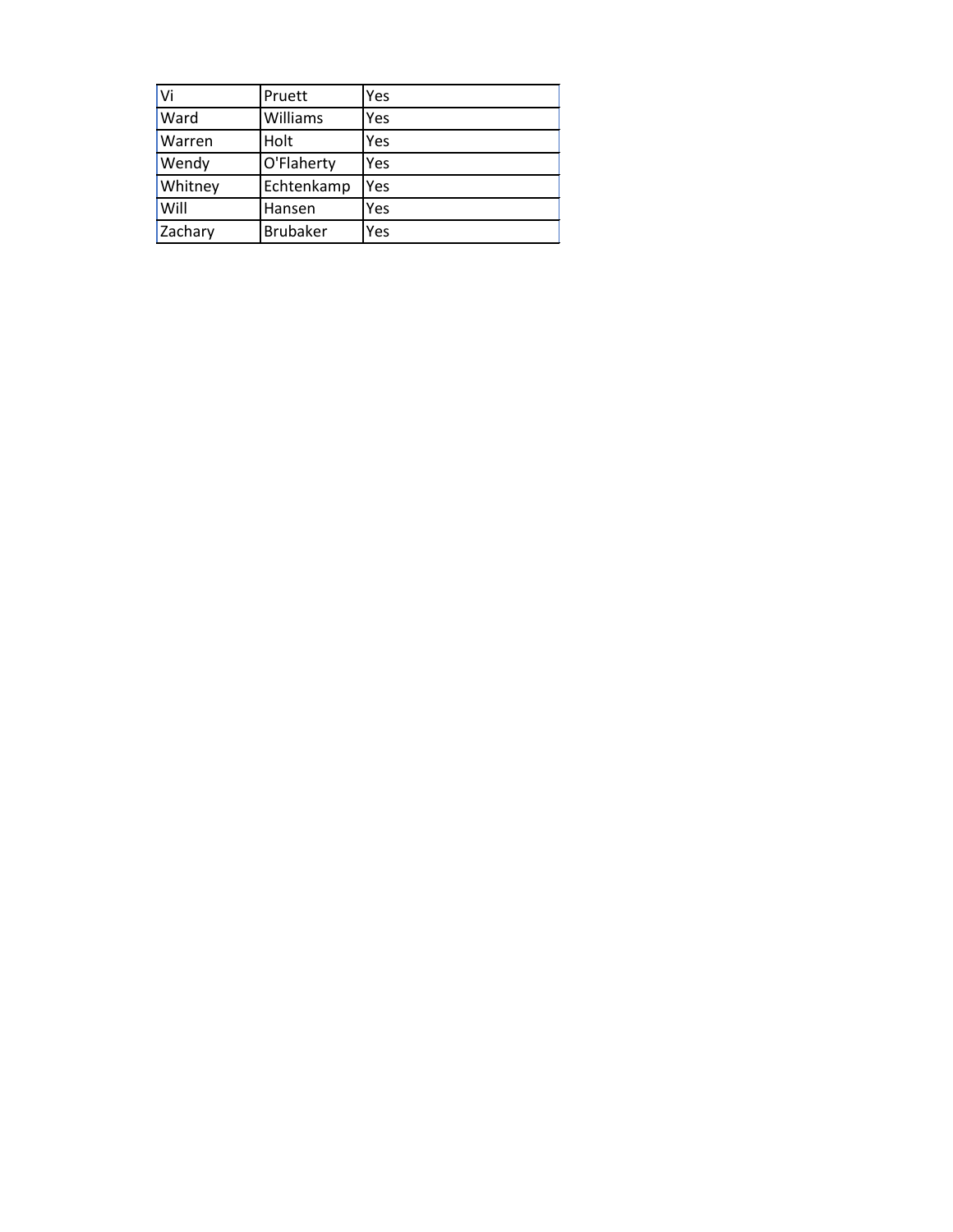| | | |
|---|---|---|
| Vi | Pruett | Yes |
| Ward | Williams | Yes |
| Warren | Holt | Yes |
| Wendy | O'Flaherty | Yes |
| Whitney | Echtenkamp | Yes |
| Will | Hansen | Yes |
| Zachary | Brubaker | Yes |